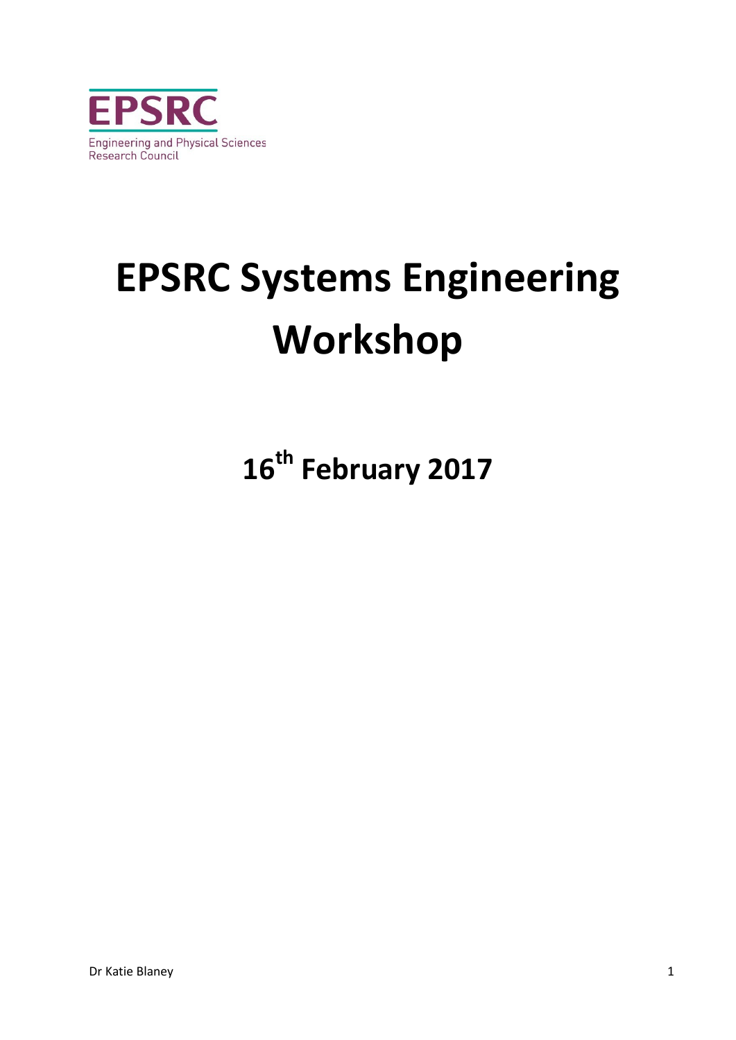EPSRC

Engineering and Physical Sciences Research Council

# EPSRC Systems Engineering Workshop

## 16th February 2017

Dr Katie Blaney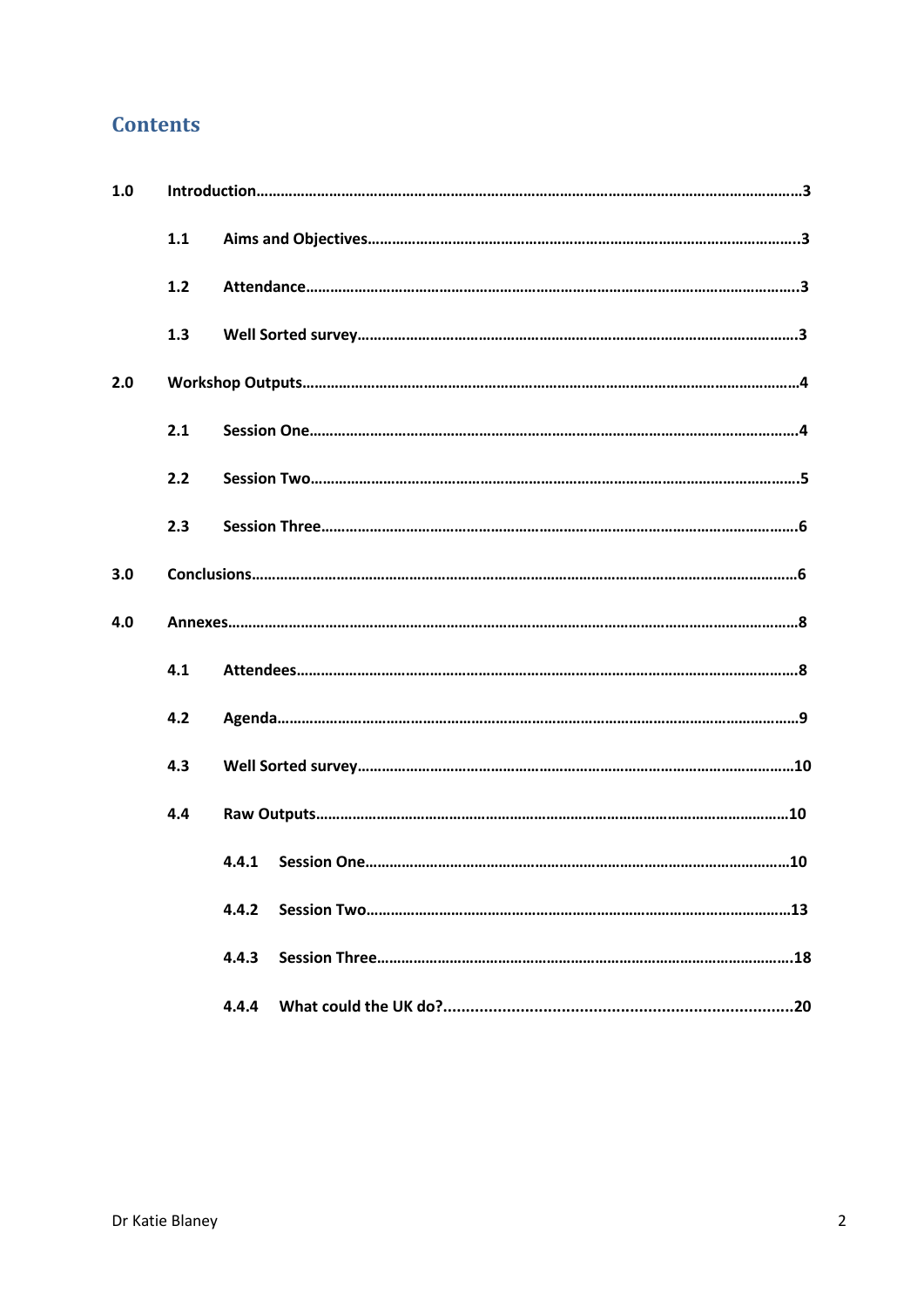# Contents

**1.0 Introduction**……………………………………………………………………………………………………………3

- **1.1 Aims and Objectives**………………………………………………………………………………3
- **1.2 Attendance**……………………………………………………………………………………………3
- **1.3 Well Sorted survey**…………………………………………………………………………………3

**2.0 Workshop Outputs**…………………………………………………………………………………………………4

- **2.1 Session One**…………………………………………………………………………………………4
- **2.2 Session Two**…………………………………………………………………………………………5
- **2.3 Session Three**………………………………………………………………………………………6

**3.0 Conclusions**…………………………………………………………………………………………………………6

**4.0 Annexes**………………………………………………………………………………………………………………8

- **4.1 Attendees**……………………………………………………………………………………………8
- **4.2 Agenda**………………………………………………………………………………………………9
- **4.3 Well Sorted survey**………………………………………………………………………………10
- **4.4 Raw Outputs**………………………………………………………………………………………10
  - **4.4.1 Session One**……………………………………………………………………………10
  - **4.4.2 Session Two**……………………………………………………………………………13
  - **4.4.3 Session Three**…………………………………………………………………………18
  - **4.4.4 What could the UK do?**……………………………………………………………20

Dr Katie Blaney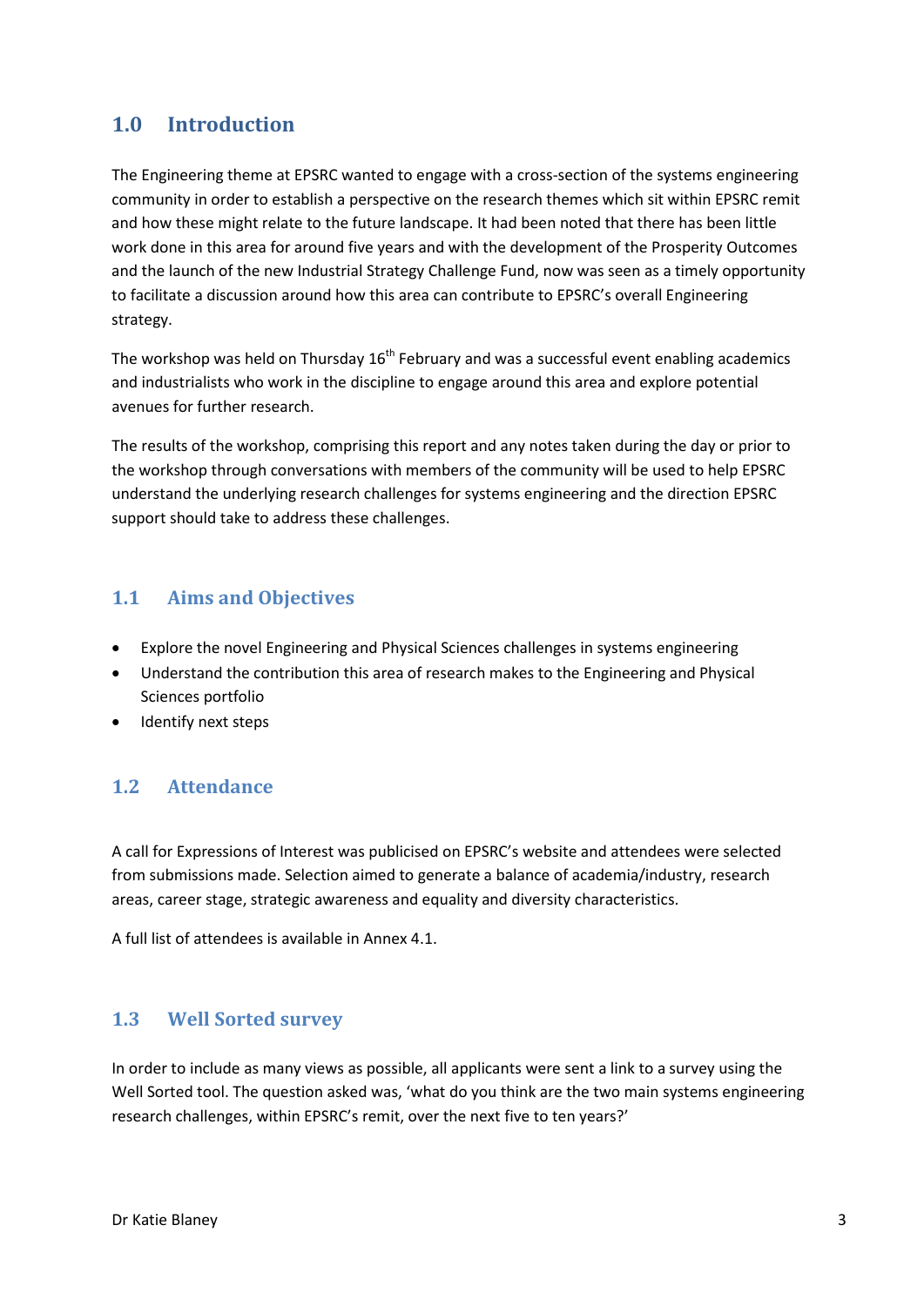## 1.0 Introduction

The Engineering theme at EPSRC wanted to engage with a cross-section of the systems engineering community in order to establish a perspective on the research themes which sit within EPSRC remit and how these might relate to the future landscape. It had been noted that there has been little work done in this area for around five years and with the development of the Prosperity Outcomes and the launch of the new Industrial Strategy Challenge Fund, now was seen as a timely opportunity to facilitate a discussion around how this area can contribute to EPSRC's overall Engineering strategy.

The workshop was held on Thursday 16th February and was a successful event enabling academics and industrialists who work in the discipline to engage around this area and explore potential avenues for further research.

The results of the workshop, comprising this report and any notes taken during the day or prior to the workshop through conversations with members of the community will be used to help EPSRC understand the underlying research challenges for systems engineering and the direction EPSRC support should take to address these challenges.

### 1.1 Aims and Objectives

- Explore the novel Engineering and Physical Sciences challenges in systems engineering
- Understand the contribution this area of research makes to the Engineering and Physical Sciences portfolio
- Identify next steps

### 1.2 Attendance

A call for Expressions of Interest was publicised on EPSRC's website and attendees were selected from submissions made. Selection aimed to generate a balance of academia/industry, research areas, career stage, strategic awareness and equality and diversity characteristics.

A full list of attendees is available in Annex 4.1.

### 1.3 Well Sorted survey

In order to include as many views as possible, all applicants were sent a link to a survey using the Well Sorted tool. The question asked was, 'what do you think are the two main systems engineering research challenges, within EPSRC's remit, over the next five to ten years?'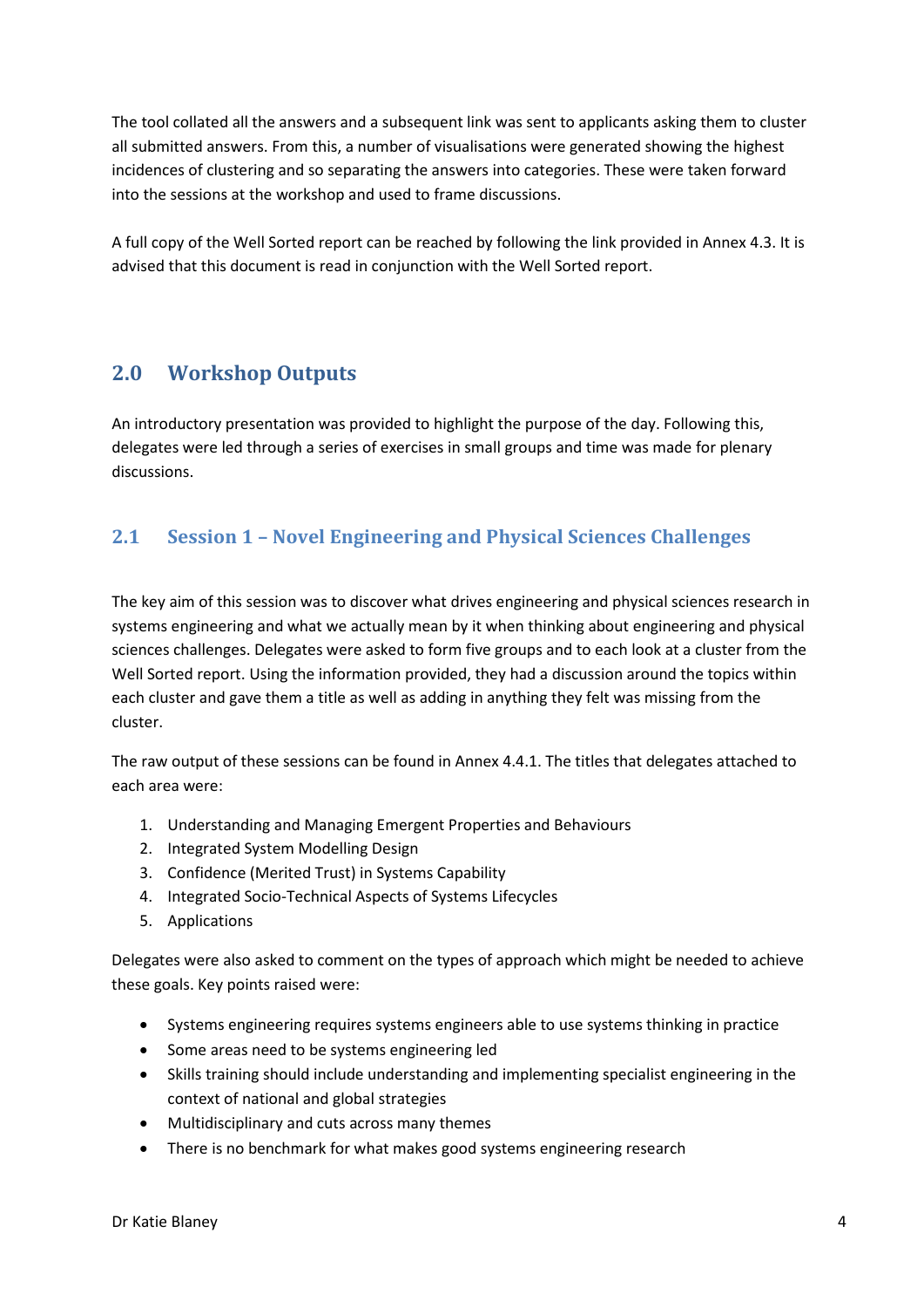The tool collated all the answers and a subsequent link was sent to applicants asking them to cluster all submitted answers. From this, a number of visualisations were generated showing the highest incidences of clustering and so separating the answers into categories. These were taken forward into the sessions at the workshop and used to frame discussions.

A full copy of the Well Sorted report can be reached by following the link provided in Annex 4.3. It is advised that this document is read in conjunction with the Well Sorted report.

## 2.0 Workshop Outputs

An introductory presentation was provided to highlight the purpose of the day. Following this, delegates were led through a series of exercises in small groups and time was made for plenary discussions.

### 2.1 Session 1 – Novel Engineering and Physical Sciences Challenges

The key aim of this session was to discover what drives engineering and physical sciences research in systems engineering and what we actually mean by it when thinking about engineering and physical sciences challenges. Delegates were asked to form five groups and to each look at a cluster from the Well Sorted report. Using the information provided, they had a discussion around the topics within each cluster and gave them a title as well as adding in anything they felt was missing from the cluster.

The raw output of these sessions can be found in Annex 4.4.1. The titles that delegates attached to each area were:

1. Understanding and Managing Emergent Properties and Behaviours
2. Integrated System Modelling Design
3. Confidence (Merited Trust) in Systems Capability
4. Integrated Socio-Technical Aspects of Systems Lifecycles
5. Applications

Delegates were also asked to comment on the types of approach which might be needed to achieve these goals. Key points raised were:

- Systems engineering requires systems engineers able to use systems thinking in practice
- Some areas need to be systems engineering led
- Skills training should include understanding and implementing specialist engineering in the context of national and global strategies
- Multidisciplinary and cuts across many themes
- There is no benchmark for what makes good systems engineering research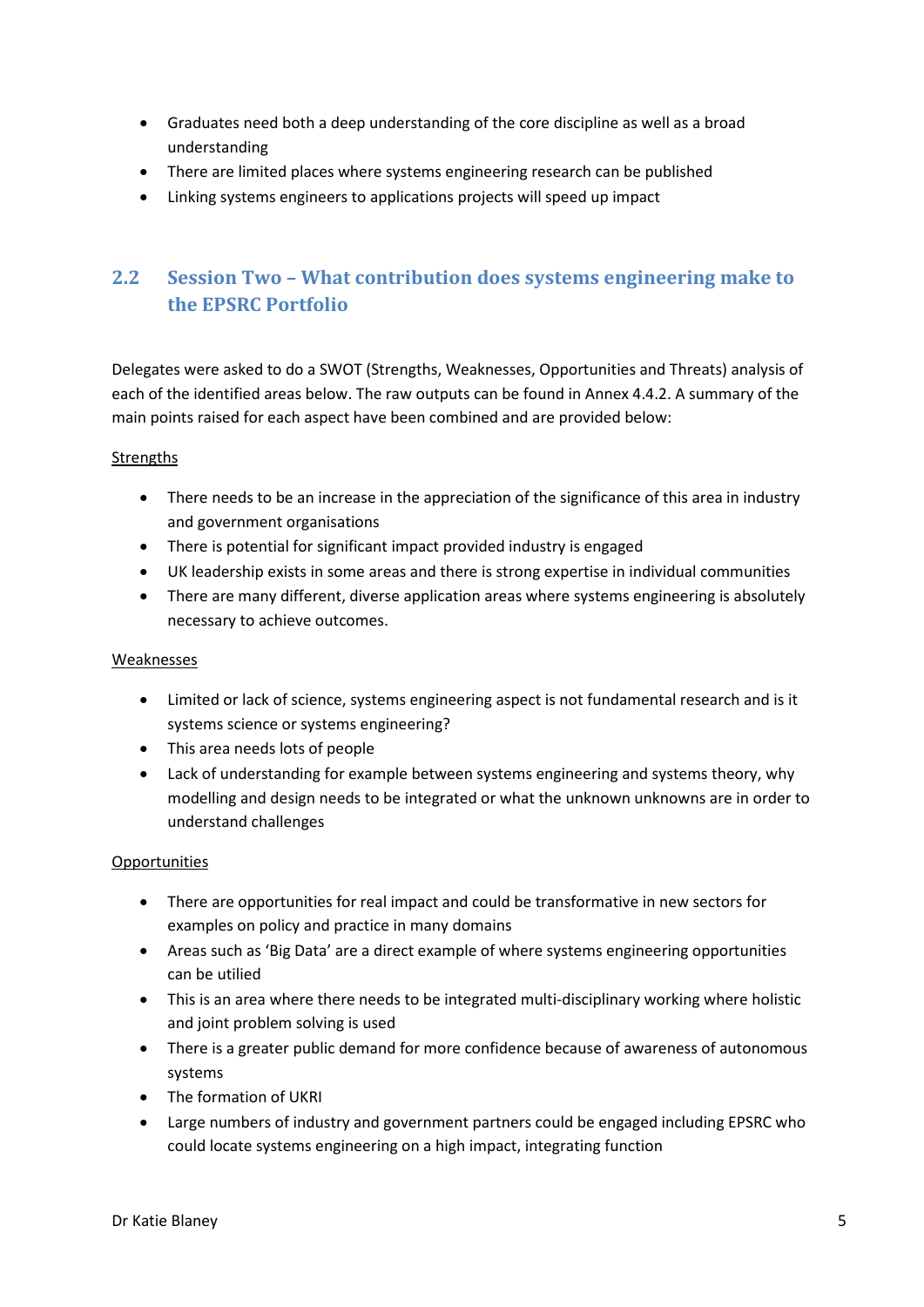- Graduates need both a deep understanding of the core discipline as well as a broad understanding
- There are limited places where systems engineering research can be published
- Linking systems engineers to applications projects will speed up impact

## 2.2 Session Two – What contribution does systems engineering make to the EPSRC Portfolio

Delegates were asked to do a SWOT (Strengths, Weaknesses, Opportunities and Threats) analysis of each of the identified areas below. The raw outputs can be found in Annex 4.4.2. A summary of the main points raised for each aspect have been combined and are provided below:

<u>Strengths</u>

- There needs to be an increase in the appreciation of the significance of this area in industry and government organisations
- There is potential for significant impact provided industry is engaged
- UK leadership exists in some areas and there is strong expertise in individual communities
- There are many different, diverse application areas where systems engineering is absolutely necessary to achieve outcomes.

<u>Weaknesses</u>

- Limited or lack of science, systems engineering aspect is not fundamental research and is it systems science or systems engineering?
- This area needs lots of people
- Lack of understanding for example between systems engineering and systems theory, why modelling and design needs to be integrated or what the unknown unknowns are in order to understand challenges

<u>Opportunities</u>

- There are opportunities for real impact and could be transformative in new sectors for examples on policy and practice in many domains
- Areas such as 'Big Data' are a direct example of where systems engineering opportunities can be utilied
- This is an area where there needs to be integrated multi-disciplinary working where holistic and joint problem solving is used
- There is a greater public demand for more confidence because of awareness of autonomous systems
- The formation of UKRI
- Large numbers of industry and government partners could be engaged including EPSRC who could locate systems engineering on a high impact, integrating function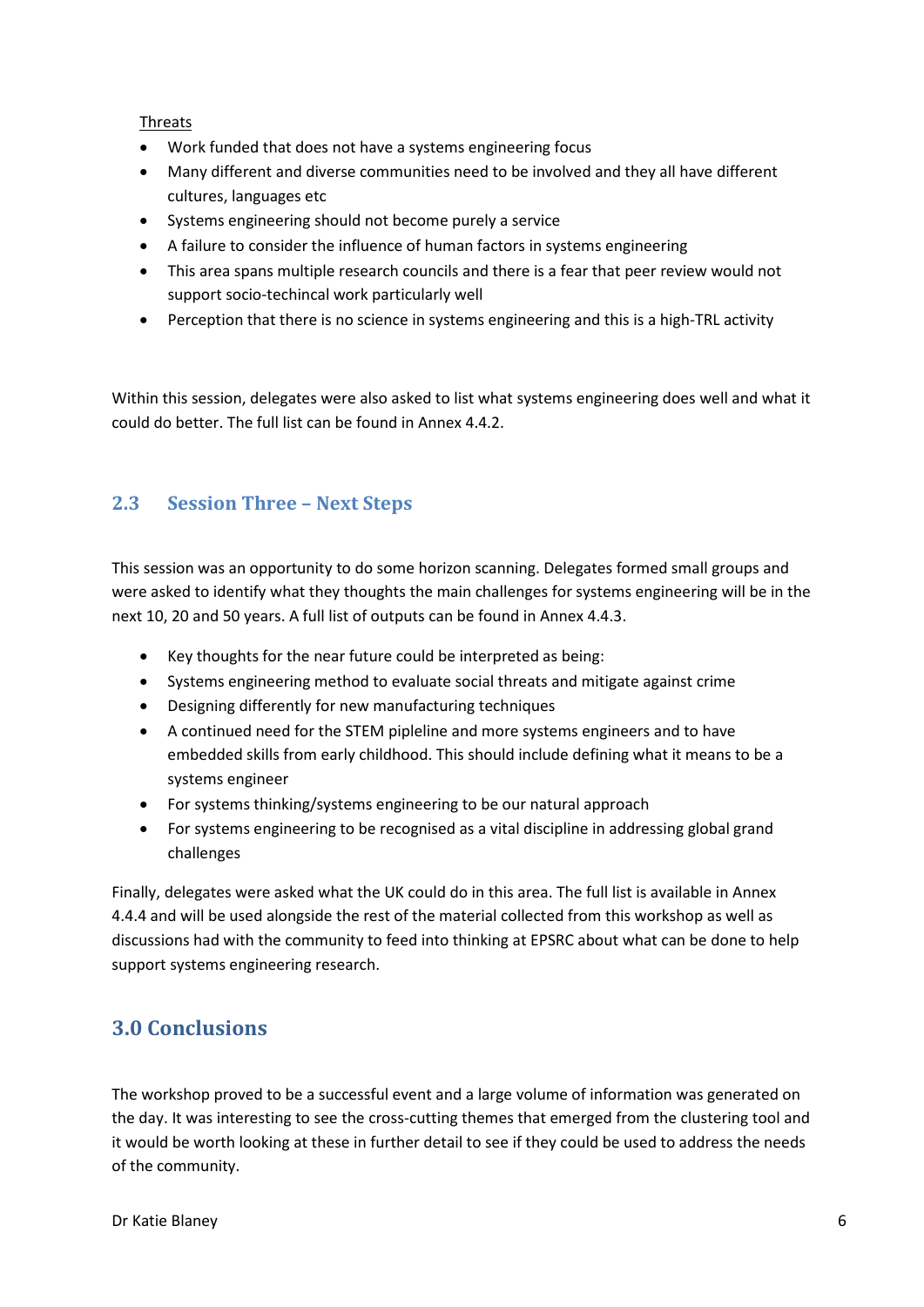Threats

- Work funded that does not have a systems engineering focus
- Many different and diverse communities need to be involved and they all have different cultures, languages etc
- Systems engineering should not become purely a service
- A failure to consider the influence of human factors in systems engineering
- This area spans multiple research councils and there is a fear that peer review would not support socio-techincal work particularly well
- Perception that there is no science in systems engineering and this is a high-TRL activity

Within this session, delegates were also asked to list what systems engineering does well and what it could do better. The full list can be found in Annex 4.4.2.

## 2.3 Session Three – Next Steps

This session was an opportunity to do some horizon scanning. Delegates formed small groups and were asked to identify what they thoughts the main challenges for systems engineering will be in the next 10, 20 and 50 years. A full list of outputs can be found in Annex 4.4.3.

- Key thoughts for the near future could be interpreted as being:
- Systems engineering method to evaluate social threats and mitigate against crime
- Designing differently for new manufacturing techniques
- A continued need for the STEM pipleline and more systems engineers and to have embedded skills from early childhood. This should include defining what it means to be a systems engineer
- For systems thinking/systems engineering to be our natural approach
- For systems engineering to be recognised as a vital discipline in addressing global grand challenges

Finally, delegates were asked what the UK could do in this area. The full list is available in Annex 4.4.4 and will be used alongside the rest of the material collected from this workshop as well as discussions had with the community to feed into thinking at EPSRC about what can be done to help support systems engineering research.

# 3.0 Conclusions

The workshop proved to be a successful event and a large volume of information was generated on the day. It was interesting to see the cross-cutting themes that emerged from the clustering tool and it would be worth looking at these in further detail to see if they could be used to address the needs of the community.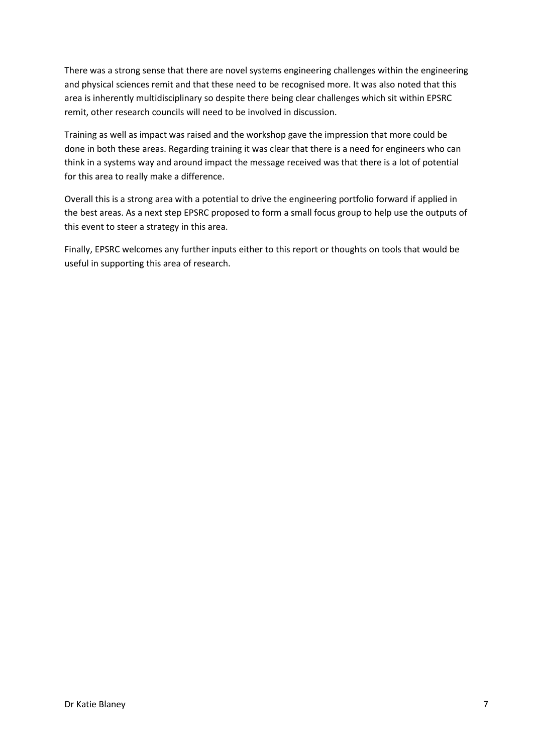There was a strong sense that there are novel systems engineering challenges within the engineering and physical sciences remit and that these need to be recognised more. It was also noted that this area is inherently multidisciplinary so despite there being clear challenges which sit within EPSRC remit, other research councils will need to be involved in discussion.

Training as well as impact was raised and the workshop gave the impression that more could be done in both these areas. Regarding training it was clear that there is a need for engineers who can think in a systems way and around impact the message received was that there is a lot of potential for this area to really make a difference.

Overall this is a strong area with a potential to drive the engineering portfolio forward if applied in the best areas. As a next step EPSRC proposed to form a small focus group to help use the outputs of this event to steer a strategy in this area.

Finally, EPSRC welcomes any further inputs either to this report or thoughts on tools that would be useful in supporting this area of research.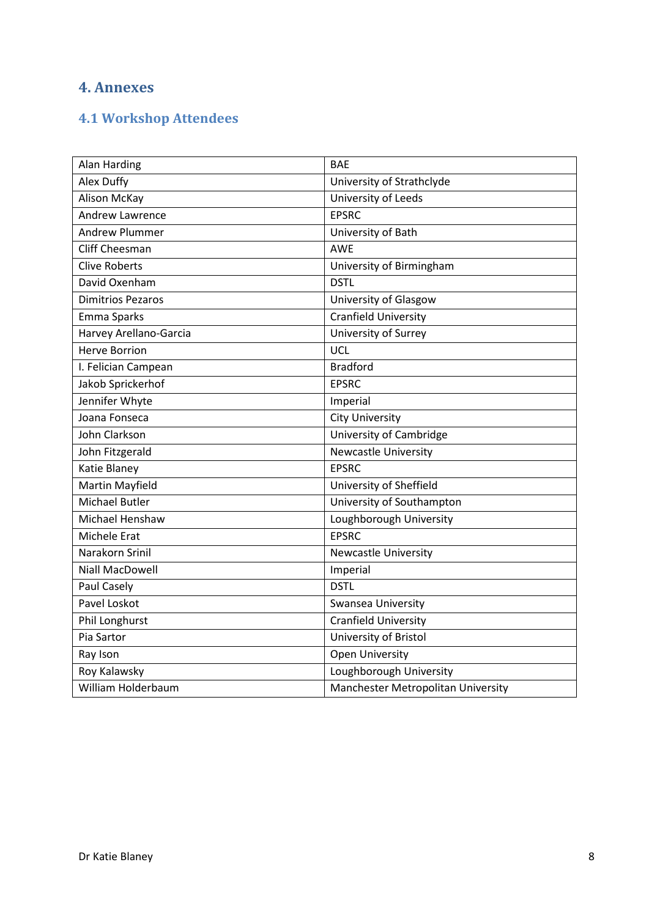# 4. Annexes

## 4.1 Workshop Attendees

| Name | Organisation |
|---|---|
| Alan Harding | BAE |
| Alex Duffy | University of Strathclyde |
| Alison McKay | University of Leeds |
| Andrew Lawrence | EPSRC |
| Andrew Plummer | University of Bath |
| Cliff Cheesman | AWE |
| Clive Roberts | University of Birmingham |
| David Oxenham | DSTL |
| Dimitrios Pezaros | University of Glasgow |
| Emma Sparks | Cranfield University |
| Harvey Arellano-Garcia | University of Surrey |
| Herve Borrion | UCL |
| I. Felician Campean | Bradford |
| Jakob Sprickerhof | EPSRC |
| Jennifer Whyte | Imperial |
| Joana Fonseca | City University |
| John Clarkson | University of Cambridge |
| John Fitzgerald | Newcastle University |
| Katie Blaney | EPSRC |
| Martin Mayfield | University of Sheffield |
| Michael Butler | University of Southampton |
| Michael Henshaw | Loughborough University |
| Michele Erat | EPSRC |
| Narakorn Srinil | Newcastle University |
| Niall MacDowell | Imperial |
| Paul Casely | DSTL |
| Pavel Loskot | Swansea University |
| Phil Longhurst | Cranfield University |
| Pia Sartor | University of Bristol |
| Ray Ison | Open University |
| Roy Kalawsky | Loughborough University |
| William Holderbaum | Manchester Metropolitan University |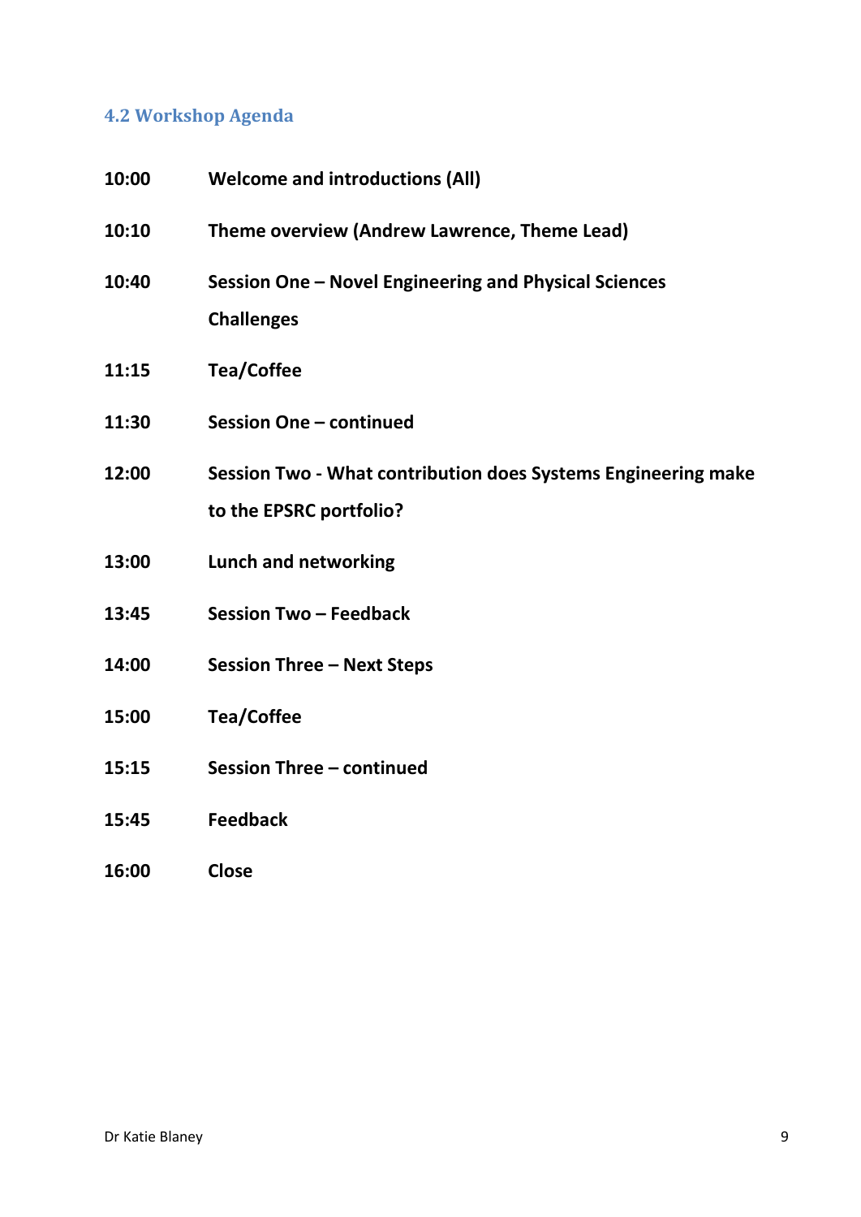## 4.2 Workshop Agenda

| | |
|---|---|
| **10:00** | **Welcome and introductions (All)** |
| **10:10** | **Theme overview (Andrew Lawrence, Theme Lead)** |
| **10:40** | **Session One – Novel Engineering and Physical Sciences Challenges** |
| **11:15** | **Tea/Coffee** |
| **11:30** | **Session One – continued** |
| **12:00** | **Session Two - What contribution does Systems Engineering make to the EPSRC portfolio?** |
| **13:00** | **Lunch and networking** |
| **13:45** | **Session Two – Feedback** |
| **14:00** | **Session Three – Next Steps** |
| **15:00** | **Tea/Coffee** |
| **15:15** | **Session Three – continued** |
| **15:45** | **Feedback** |
| **16:00** | **Close** |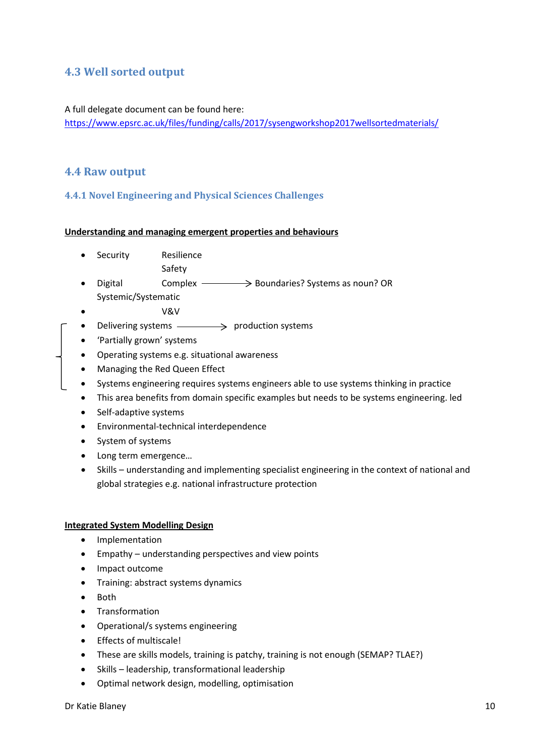## 4.3 Well sorted output

A full delegate document can be found here:
https://www.epsrc.ac.uk/files/funding/calls/2017/sysengworkshop2017wellsortedmaterials/

## 4.4 Raw output

### 4.4.1 Novel Engineering and Physical Sciences Challenges

**Understanding and managing emergent properties and behaviours**

- Security Resilience Safety
- Digital Complex → Boundaries? Systems as noun? OR Systemic/Systematic
- V&V
- Delivering systems → production systems
- 'Partially grown' systems
- Operating systems e.g. situational awareness
- Managing the Red Queen Effect
- Systems engineering requires systems engineers able to use systems thinking in practice
- This area benefits from domain specific examples but needs to be systems engineering. led
- Self-adaptive systems
- Environmental-technical interdependence
- System of systems
- Long term emergence…
- Skills – understanding and implementing specialist engineering in the context of national and global strategies e.g. national infrastructure protection

**Integrated System Modelling Design**

- Implementation
- Empathy – understanding perspectives and view points
- Impact outcome
- Training: abstract systems dynamics
- Both
- Transformation
- Operational/s systems engineering
- Effects of multiscale!
- These are skills models, training is patchy, training is not enough (SEMAP? TLAE?)
- Skills – leadership, transformational leadership
- Optimal network design, modelling, optimisation

Dr Katie Blaney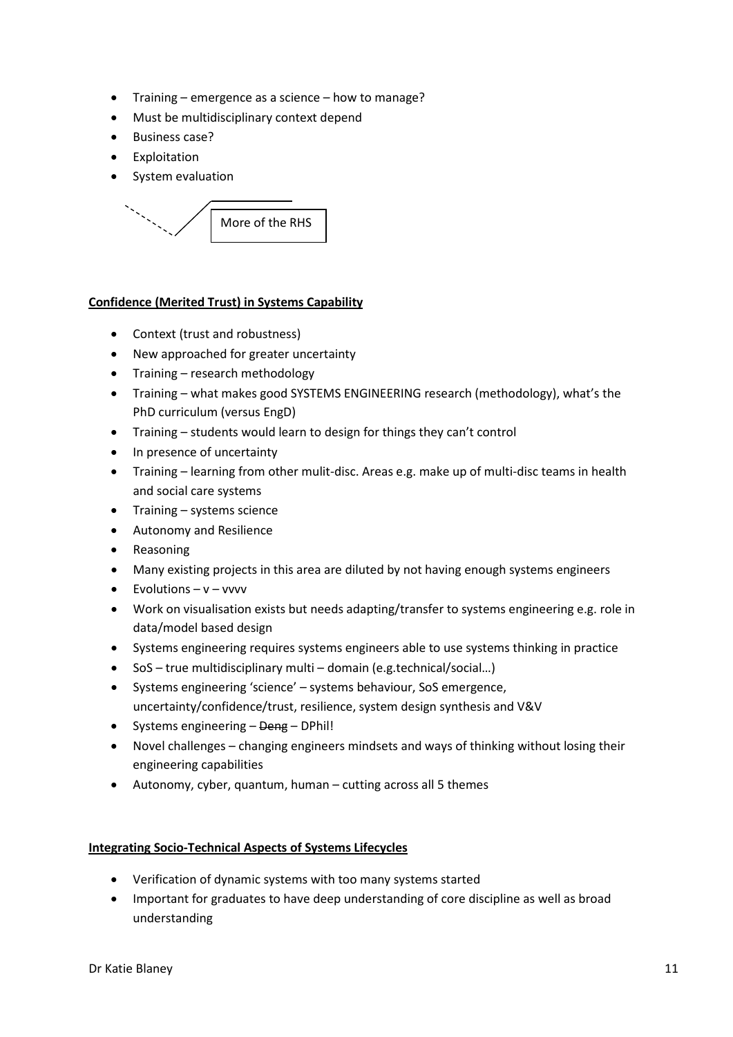- Training – emergence as a science – how to manage?
- Must be multidisciplinary context depend
- Business case?
- Exploitation
- System evaluation

More of the RHS

**Confidence (Merited Trust) in Systems Capability**

- Context (trust and robustness)
- New approached for greater uncertainty
- Training – research methodology
- Training – what makes good SYSTEMS ENGINEERING research (methodology), what's the PhD curriculum (versus EngD)
- Training – students would learn to design for things they can't control
- In presence of uncertainty
- Training – learning from other mulit-disc. Areas e.g. make up of multi-disc teams in health and social care systems
- Training – systems science
- Autonomy and Resilience
- Reasoning
- Many existing projects in this area are diluted by not having enough systems engineers
- Evolutions – v – vvvv
- Work on visualisation exists but needs adapting/transfer to systems engineering e.g. role in data/model based design
- Systems engineering requires systems engineers able to use systems thinking in practice
- SoS – true multidisciplinary multi – domain (e.g.technical/social…)
- Systems engineering 'science' – systems behaviour, SoS emergence, uncertainty/confidence/trust, resilience, system design synthesis and V&V
- Systems engineering – ~~Deng~~ – DPhil!
- Novel challenges – changing engineers mindsets and ways of thinking without losing their engineering capabilities
- Autonomy, cyber, quantum, human – cutting across all 5 themes

**Integrating Socio-Technical Aspects of Systems Lifecycles**

- Verification of dynamic systems with too many systems started
- Important for graduates to have deep understanding of core discipline as well as broad understanding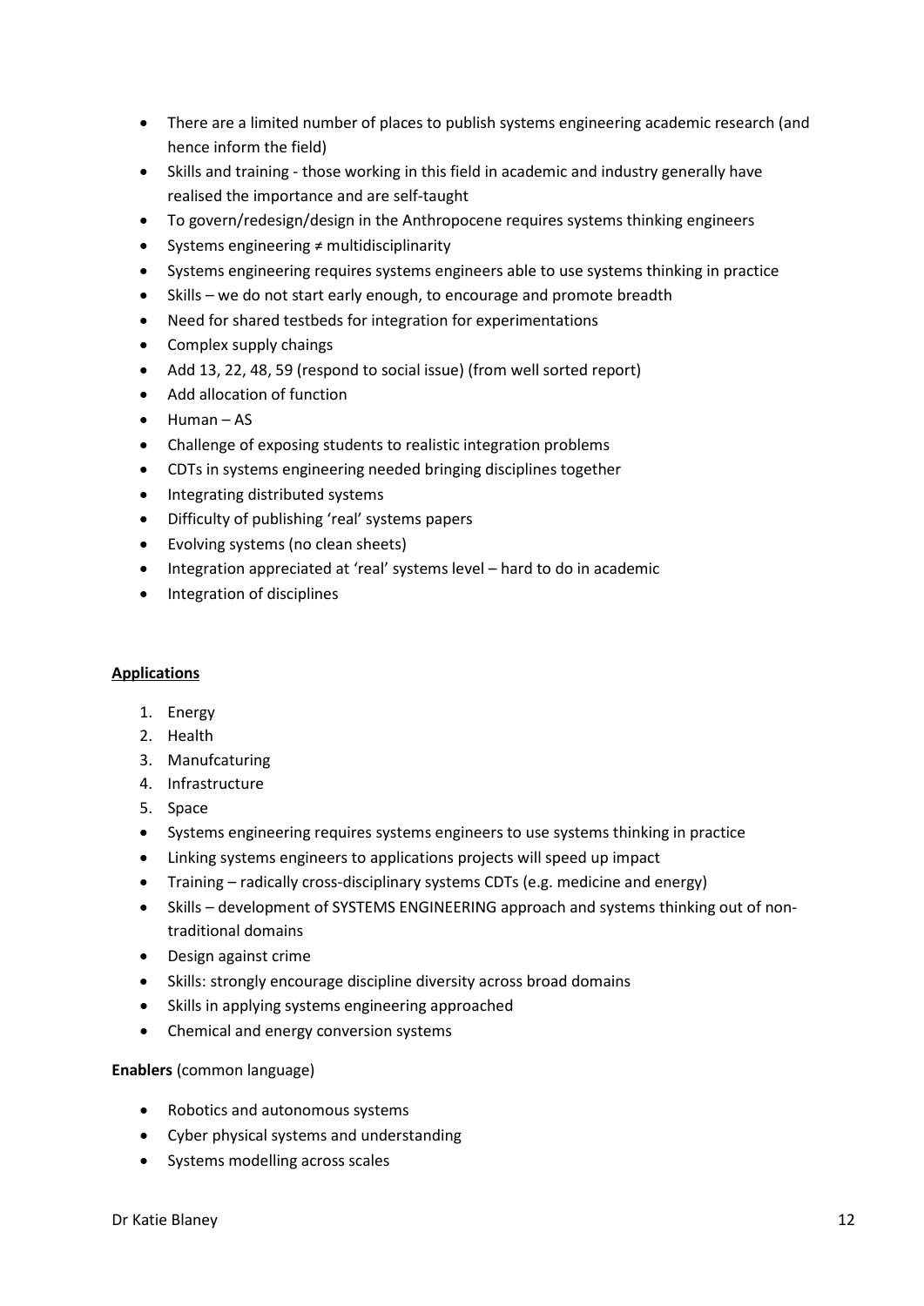- There are a limited number of places to publish systems engineering academic research (and hence inform the field)
- Skills and training - those working in this field in academic and industry generally have realised the importance and are self-taught
- To govern/redesign/design in the Anthropocene requires systems thinking engineers
- Systems engineering ≠ multidisciplinarity
- Systems engineering requires systems engineers able to use systems thinking in practice
- Skills – we do not start early enough, to encourage and promote breadth
- Need for shared testbeds for integration for experimentations
- Complex supply chaings
- Add 13, 22, 48, 59 (respond to social issue) (from well sorted report)
- Add allocation of function
- Human – AS
- Challenge of exposing students to realistic integration problems
- CDTs in systems engineering needed bringing disciplines together
- Integrating distributed systems
- Difficulty of publishing 'real' systems papers
- Evolving systems (no clean sheets)
- Integration appreciated at 'real' systems level – hard to do in academic
- Integration of disciplines

**<u>Applications</u>**

1. Energy
2. Health
3. Manufcaturing
4. Infrastructure
5. Space

- Systems engineering requires systems engineers to use systems thinking in practice
- Linking systems engineers to applications projects will speed up impact
- Training – radically cross-disciplinary systems CDTs (e.g. medicine and energy)
- Skills – development of SYSTEMS ENGINEERING approach and systems thinking out of non-traditional domains
- Design against crime
- Skills: strongly encourage discipline diversity across broad domains
- Skills in applying systems engineering approached
- Chemical and energy conversion systems

**Enablers** (common language)

- Robotics and autonomous systems
- Cyber physical systems and understanding
- Systems modelling across scales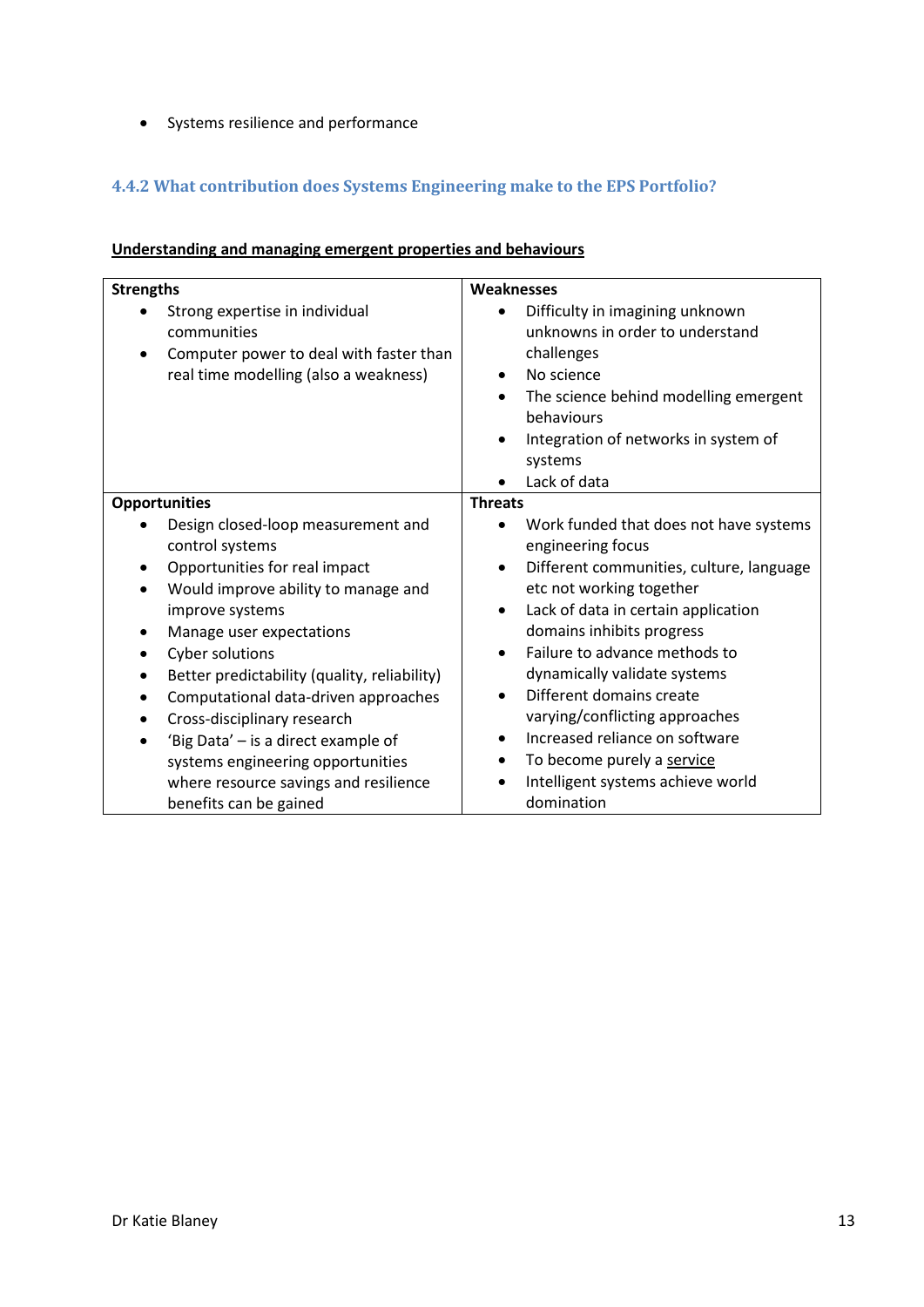- Systems resilience and performance

### 4.4.2 What contribution does Systems Engineering make to the EPS Portfolio?

**Understanding and managing emergent properties and behaviours**

| Strengths | Weaknesses |
|---|---|
| • Strong expertise in individual communities<br>• Computer power to deal with faster than real time modelling (also a weakness) | • Difficulty in imagining unknown unknowns in order to understand challenges<br>• No science<br>• The science behind modelling emergent behaviours<br>• Integration of networks in system of systems<br>• Lack of data |
| **Opportunities** | **Threats** |
| • Design closed-loop measurement and control systems<br>• Opportunities for real impact<br>• Would improve ability to manage and improve systems<br>• Manage user expectations<br>• Cyber solutions<br>• Better predictability (quality, reliability)<br>• Computational data-driven approaches<br>• Cross-disciplinary research<br>• 'Big Data' – is a direct example of systems engineering opportunities where resource savings and resilience benefits can be gained | • Work funded that does not have systems engineering focus<br>• Different communities, culture, language etc not working together<br>• Lack of data in certain application domains inhibits progress<br>• Failure to advance methods to dynamically validate systems<br>• Different domains create varying/conflicting approaches<br>• Increased reliance on software<br>• To become purely a <u>service</u><br>• Intelligent systems achieve world domination |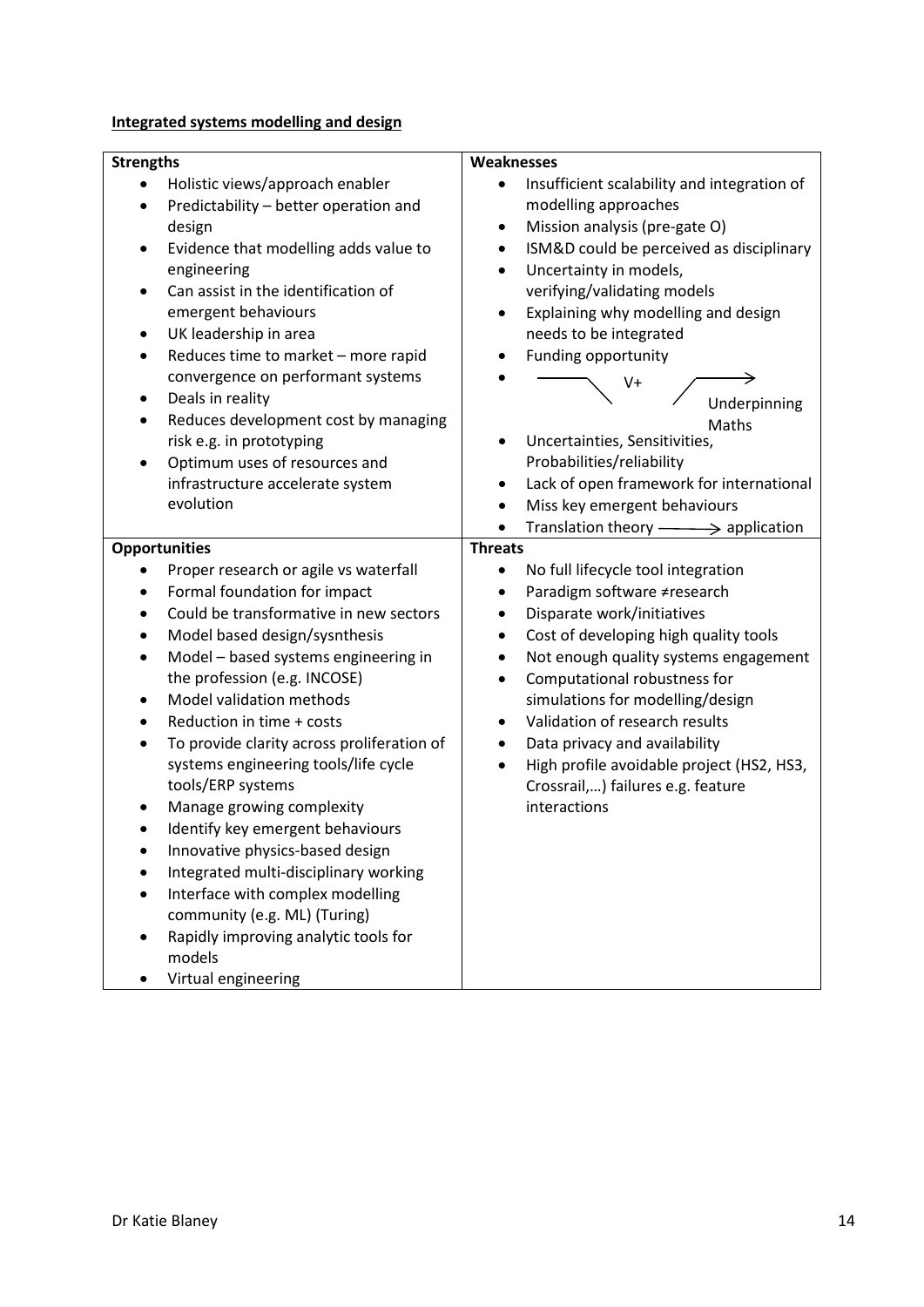**Integrated systems modelling and design**

| **Strengths** | **Weaknesses** |
|---|---|
| • Holistic views/approach enabler<br>• Predictability – better operation and design<br>• Evidence that modelling adds value to engineering<br>• Can assist in the identification of emergent behaviours<br>• UK leadership in area<br>• Reduces time to market – more rapid convergence on performant systems<br>• Deals in reality<br>• Reduces development cost by managing risk e.g. in prototyping<br>• Optimum uses of resources and infrastructure accelerate system evolution | • Insufficient scalability and integration of modelling approaches<br>• Mission analysis (pre-gate O)<br>• ISM&D could be perceived as disciplinary<br>• Uncertainty in models, verifying/validating models<br>• Explaining why modelling and design needs to be integrated<br>• Funding opportunity<br>• V+ → Underpinning Maths<br>• Uncertainties, Sensitivities, Probabilities/reliability<br>• Lack of open framework for international<br>• Miss key emergent behaviours<br>• Translation theory → application |
| **Opportunities** | **Threats** |
| • Proper research or agile vs waterfall<br>• Formal foundation for impact<br>• Could be transformative in new sectors<br>• Model based design/sysnthesis<br>• Model – based systems engineering in the profession (e.g. INCOSE)<br>• Model validation methods<br>• Reduction in time + costs<br>• To provide clarity across proliferation of systems engineering tools/life cycle tools/ERP systems<br>• Manage growing complexity<br>• Identify key emergent behaviours<br>• Innovative physics-based design<br>• Integrated multi-disciplinary working<br>• Interface with complex modelling community (e.g. ML) (Turing)<br>• Rapidly improving analytic tools for models<br>• Virtual engineering | • No full lifecycle tool integration<br>• Paradigm software ≠research<br>• Disparate work/initiatives<br>• Cost of developing high quality tools<br>• Not enough quality systems engagement<br>• Computational robustness for simulations for modelling/design<br>• Validation of research results<br>• Data privacy and availability<br>• High profile avoidable project (HS2, HS3, Crossrail,…) failures e.g. feature interactions |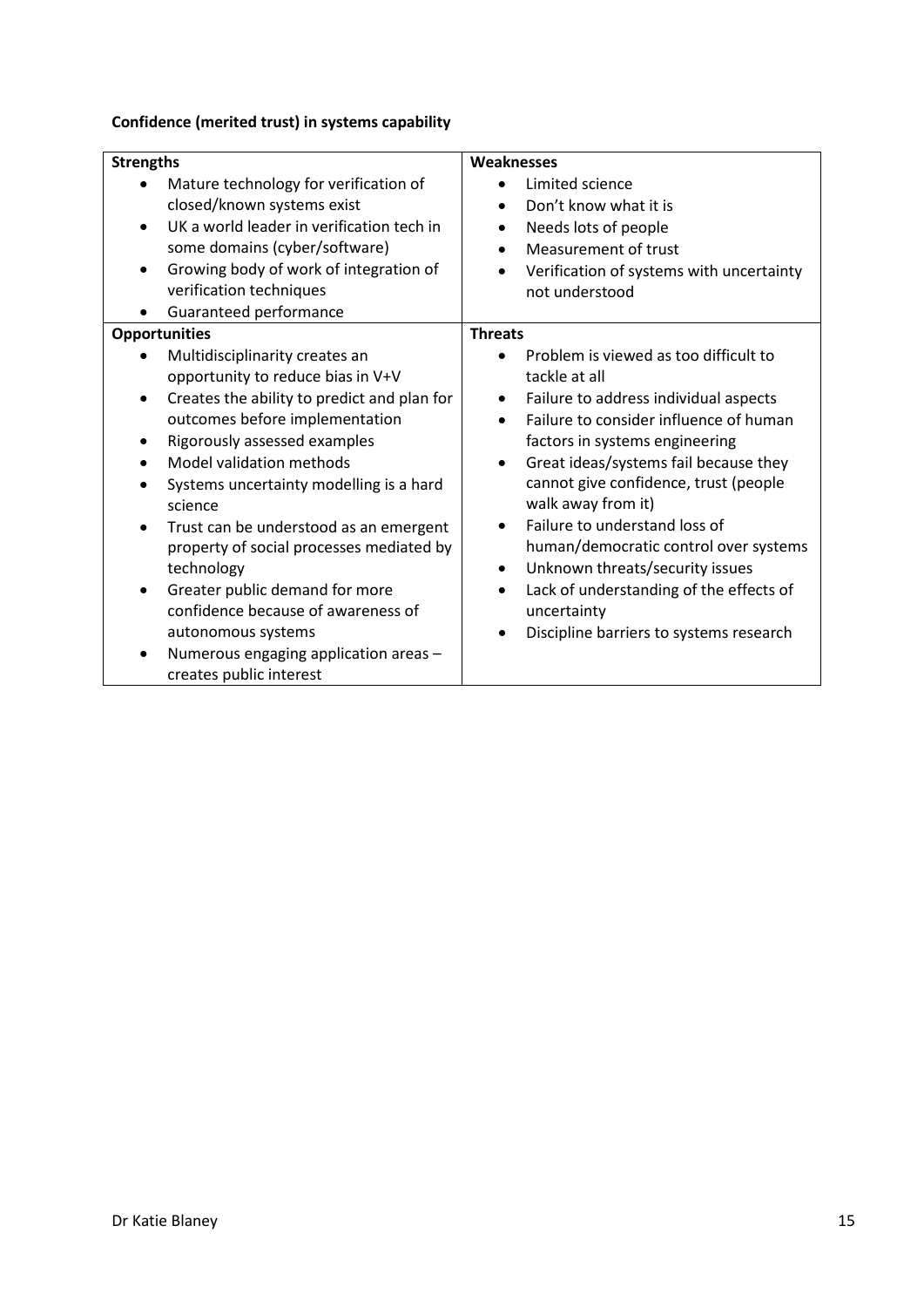**Confidence (merited trust) in systems capability**

| Strengths | Weaknesses |
|---|---|
| • Mature technology for verification of closed/known systems exist<br>• UK a world leader in verification tech in some domains (cyber/software)<br>• Growing body of work of integration of verification techniques<br>• Guaranteed performance | • Limited science<br>• Don't know what it is<br>• Needs lots of people<br>• Measurement of trust<br>• Verification of systems with uncertainty not understood |
| **Opportunities** | **Threats** |
| • Multidisciplinarity creates an opportunity to reduce bias in V+V<br>• Creates the ability to predict and plan for outcomes before implementation<br>• Rigorously assessed examples<br>• Model validation methods<br>• Systems uncertainty modelling is a hard science<br>• Trust can be understood as an emergent property of social processes mediated by technology<br>• Greater public demand for more confidence because of awareness of autonomous systems<br>• Numerous engaging application areas – creates public interest | • Problem is viewed as too difficult to tackle at all<br>• Failure to address individual aspects<br>• Failure to consider influence of human factors in systems engineering<br>• Great ideas/systems fail because they cannot give confidence, trust (people walk away from it)<br>• Failure to understand loss of human/democratic control over systems<br>• Unknown threats/security issues<br>• Lack of understanding of the effects of uncertainty<br>• Discipline barriers to systems research |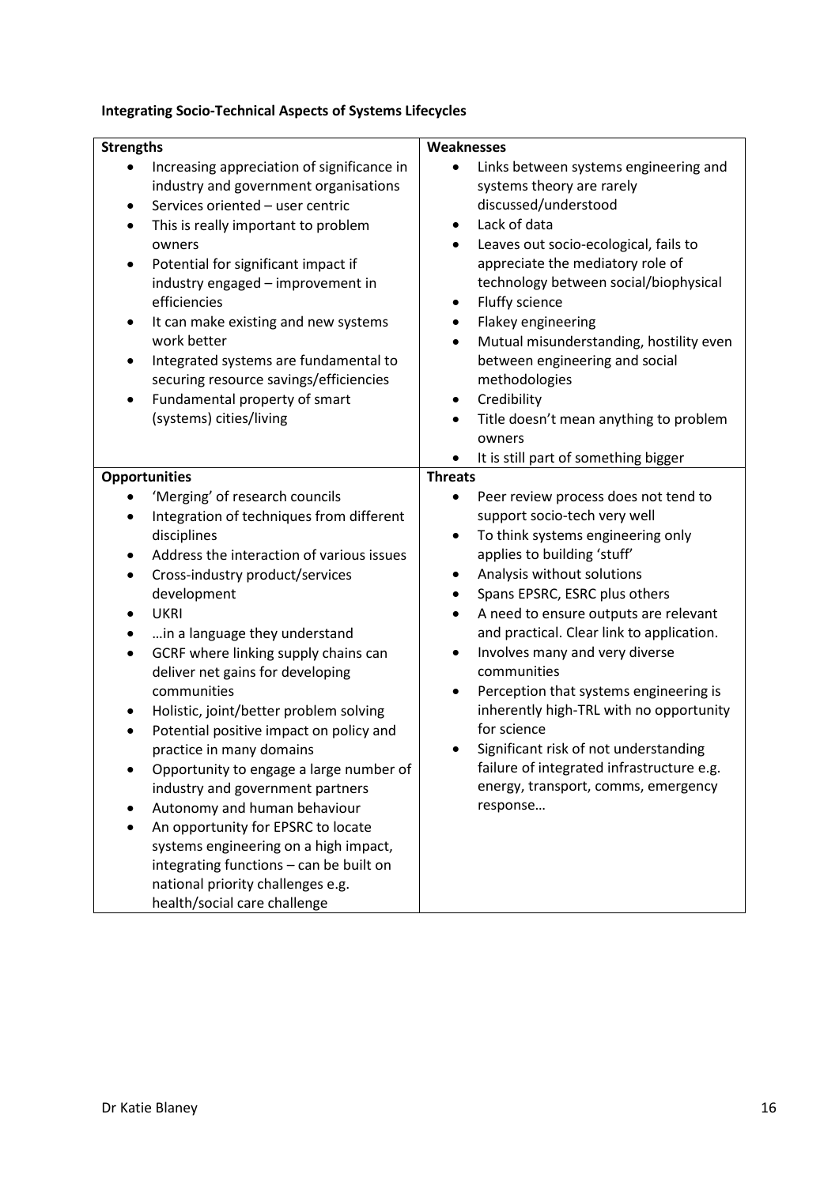**Integrating Socio-Technical Aspects of Systems Lifecycles**

| **Strengths** | **Weaknesses** |
|---|---|
| • Increasing appreciation of significance in industry and government organisations<br>• Services oriented – user centric<br>• This is really important to problem owners<br>• Potential for significant impact if industry engaged – improvement in efficiencies<br>• It can make existing and new systems work better<br>• Integrated systems are fundamental to securing resource savings/efficiencies<br>• Fundamental property of smart (systems) cities/living | • Links between systems engineering and systems theory are rarely discussed/understood<br>• Lack of data<br>• Leaves out socio-ecological, fails to appreciate the mediatory role of technology between social/biophysical<br>• Fluffy science<br>• Flakey engineering<br>• Mutual misunderstanding, hostility even between engineering and social methodologies<br>• Credibility<br>• Title doesn't mean anything to problem owners<br>• It is still part of something bigger |
| **Opportunities** | **Threats** |
| • 'Merging' of research councils<br>• Integration of techniques from different disciplines<br>• Address the interaction of various issues<br>• Cross-industry product/services development<br>• UKRI<br>• …in a language they understand<br>• GCRF where linking supply chains can deliver net gains for developing communities<br>• Holistic, joint/better problem solving<br>• Potential positive impact on policy and practice in many domains<br>• Opportunity to engage a large number of industry and government partners<br>• Autonomy and human behaviour<br>• An opportunity for EPSRC to locate systems engineering on a high impact, integrating functions – can be built on national priority challenges e.g. health/social care challenge | • Peer review process does not tend to support socio-tech very well<br>• To think systems engineering only applies to building 'stuff'<br>• Analysis without solutions<br>• Spans EPSRC, ESRC plus others<br>• A need to ensure outputs are relevant and practical. Clear link to application.<br>• Involves many and very diverse communities<br>• Perception that systems engineering is inherently high-TRL with no opportunity for science<br>• Significant risk of not understanding failure of integrated infrastructure e.g. energy, transport, comms, emergency response… |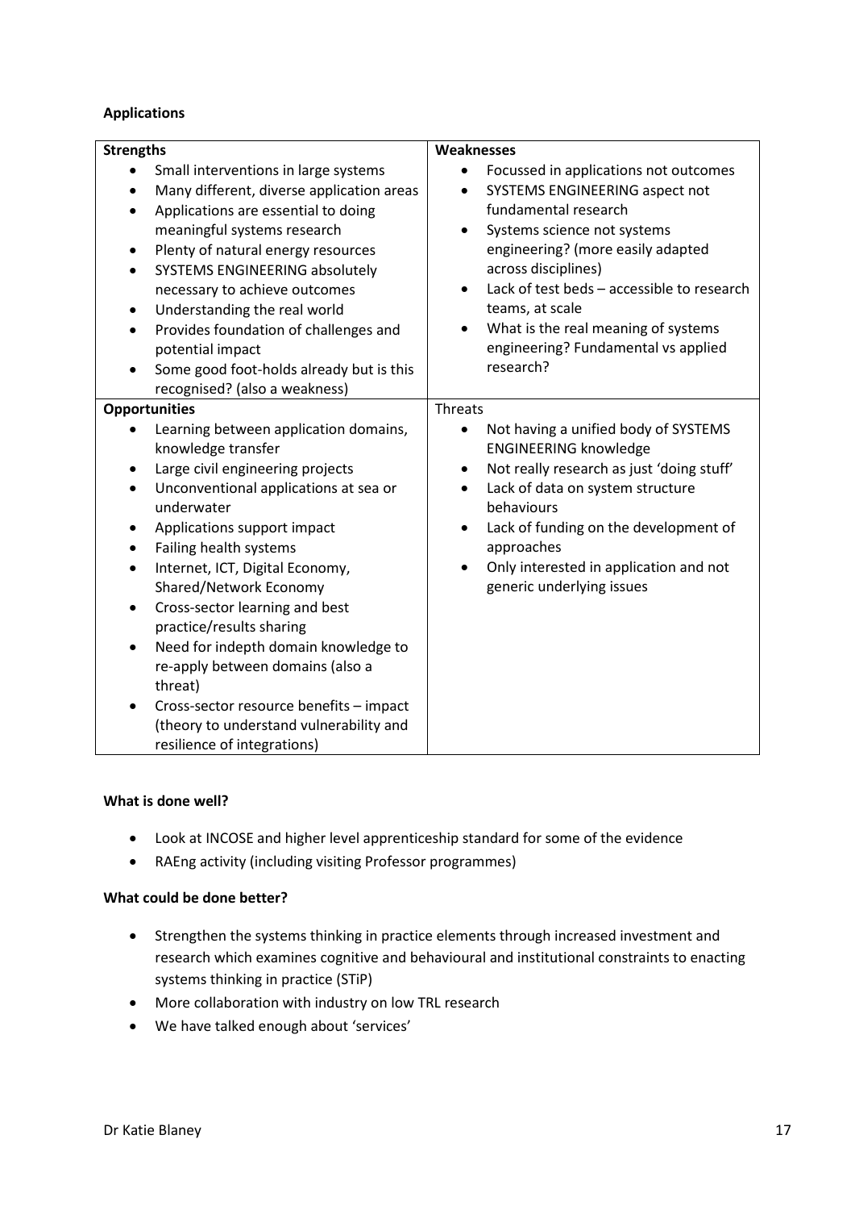**Applications**

| **Strengths** | **Weaknesses** |
|---|---|
| • Small interventions in large systems<br>• Many different, diverse application areas<br>• Applications are essential to doing meaningful systems research<br>• Plenty of natural energy resources<br>• SYSTEMS ENGINEERING absolutely necessary to achieve outcomes<br>• Understanding the real world<br>• Provides foundation of challenges and potential impact<br>• Some good foot-holds already but is this recognised? (also a weakness) | • Focussed in applications not outcomes<br>• SYSTEMS ENGINEERING aspect not fundamental research<br>• Systems science not systems engineering? (more easily adapted across disciplines)<br>• Lack of test beds – accessible to research teams, at scale<br>• What is the real meaning of systems engineering? Fundamental vs applied research? |
| **Opportunities** | Threats |
| • Learning between application domains, knowledge transfer<br>• Large civil engineering projects<br>• Unconventional applications at sea or underwater<br>• Applications support impact<br>• Failing health systems<br>• Internet, ICT, Digital Economy, Shared/Network Economy<br>• Cross-sector learning and best practice/results sharing<br>• Need for indepth domain knowledge to re-apply between domains (also a threat)<br>• Cross-sector resource benefits – impact (theory to understand vulnerability and resilience of integrations) | • Not having a unified body of SYSTEMS ENGINEERING knowledge<br>• Not really research as just 'doing stuff'<br>• Lack of data on system structure behaviours<br>• Lack of funding on the development of approaches<br>• Only interested in application and not generic underlying issues |

**What is done well?**

- Look at INCOSE and higher level apprenticeship standard for some of the evidence
- RAEng activity (including visiting Professor programmes)

**What could be done better?**

- Strengthen the systems thinking in practice elements through increased investment and research which examines cognitive and behavioural and institutional constraints to enacting systems thinking in practice (STiP)
- More collaboration with industry on low TRL research
- We have talked enough about 'services'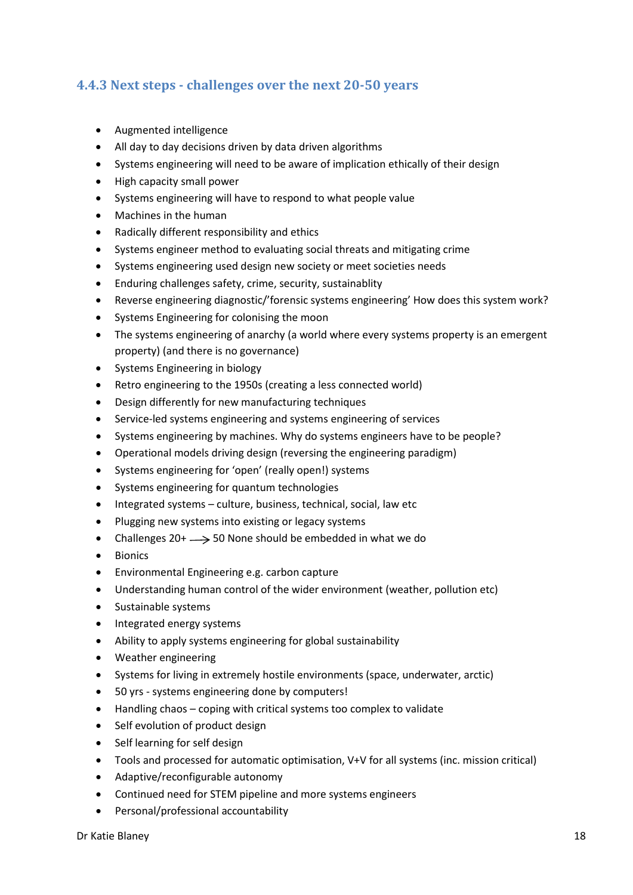### 4.4.3 Next steps - challenges over the next 20-50 years

- Augmented intelligence
- All day to day decisions driven by data driven algorithms
- Systems engineering will need to be aware of implication ethically of their design
- High capacity small power
- Systems engineering will have to respond to what people value
- Machines in the human
- Radically different responsibility and ethics
- Systems engineer method to evaluating social threats and mitigating crime
- Systems engineering used design new society or meet societies needs
- Enduring challenges safety, crime, security, sustainablity
- Reverse engineering diagnostic/'forensic systems engineering' How does this system work?
- Systems Engineering for colonising the moon
- The systems engineering of anarchy (a world where every systems property is an emergent property) (and there is no governance)
- Systems Engineering in biology
- Retro engineering to the 1950s (creating a less connected world)
- Design differently for new manufacturing techniques
- Service-led systems engineering and systems engineering of services
- Systems engineering by machines. Why do systems engineers have to be people?
- Operational models driving design (reversing the engineering paradigm)
- Systems engineering for 'open' (really open!) systems
- Systems engineering for quantum technologies
- Integrated systems – culture, business, technical, social, law etc
- Plugging new systems into existing or legacy systems
- Challenges 20+ ⟶ 50 None should be embedded in what we do
- Bionics
- Environmental Engineering e.g. carbon capture
- Understanding human control of the wider environment (weather, pollution etc)
- Sustainable systems
- Integrated energy systems
- Ability to apply systems engineering for global sustainability
- Weather engineering
- Systems for living in extremely hostile environments (space, underwater, arctic)
- 50 yrs - systems engineering done by computers!
- Handling chaos – coping with critical systems too complex to validate
- Self evolution of product design
- Self learning for self design
- Tools and processed for automatic optimisation, V+V for all systems (inc. mission critical)
- Adaptive/reconfigurable autonomy
- Continued need for STEM pipeline and more systems engineers
- Personal/professional accountability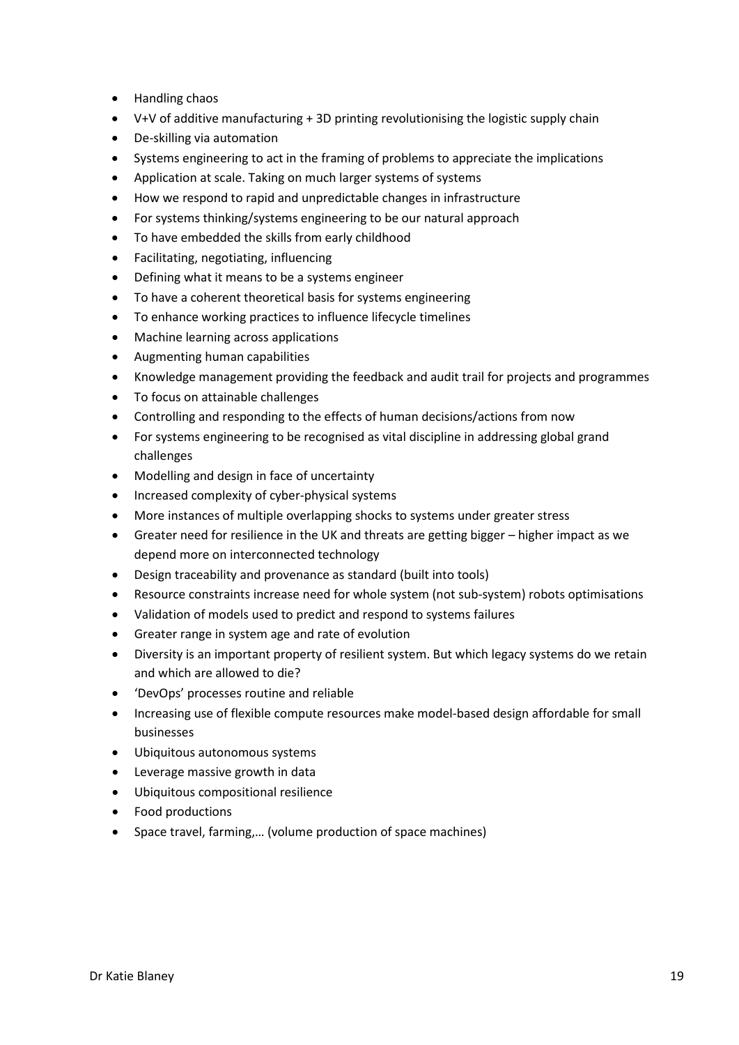- Handling chaos
- V+V of additive manufacturing + 3D printing revolutionising the logistic supply chain
- De-skilling via automation
- Systems engineering to act in the framing of problems to appreciate the implications
- Application at scale. Taking on much larger systems of systems
- How we respond to rapid and unpredictable changes in infrastructure
- For systems thinking/systems engineering to be our natural approach
- To have embedded the skills from early childhood
- Facilitating, negotiating, influencing
- Defining what it means to be a systems engineer
- To have a coherent theoretical basis for systems engineering
- To enhance working practices to influence lifecycle timelines
- Machine learning across applications
- Augmenting human capabilities
- Knowledge management providing the feedback and audit trail for projects and programmes
- To focus on attainable challenges
- Controlling and responding to the effects of human decisions/actions from now
- For systems engineering to be recognised as vital discipline in addressing global grand challenges
- Modelling and design in face of uncertainty
- Increased complexity of cyber-physical systems
- More instances of multiple overlapping shocks to systems under greater stress
- Greater need for resilience in the UK and threats are getting bigger – higher impact as we depend more on interconnected technology
- Design traceability and provenance as standard (built into tools)
- Resource constraints increase need for whole system (not sub-system) robots optimisations
- Validation of models used to predict and respond to systems failures
- Greater range in system age and rate of evolution
- Diversity is an important property of resilient system. But which legacy systems do we retain and which are allowed to die?
- 'DevOps' processes routine and reliable
- Increasing use of flexible compute resources make model-based design affordable for small businesses
- Ubiquitous autonomous systems
- Leverage massive growth in data
- Ubiquitous compositional resilience
- Food productions
- Space travel, farming,… (volume production of space machines)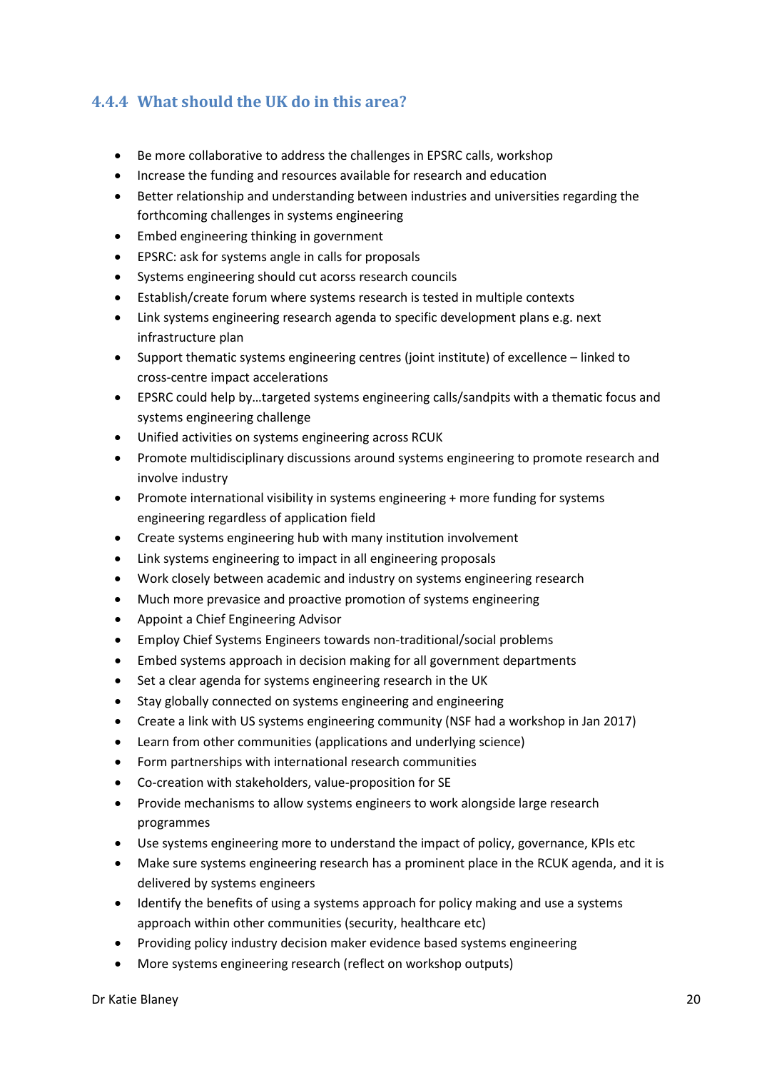### 4.4.4 What should the UK do in this area?

- Be more collaborative to address the challenges in EPSRC calls, workshop
- Increase the funding and resources available for research and education
- Better relationship and understanding between industries and universities regarding the forthcoming challenges in systems engineering
- Embed engineering thinking in government
- EPSRC: ask for systems angle in calls for proposals
- Systems engineering should cut acorss research councils
- Establish/create forum where systems research is tested in multiple contexts
- Link systems engineering research agenda to specific development plans e.g. next infrastructure plan
- Support thematic systems engineering centres (joint institute) of excellence – linked to cross-centre impact accelerations
- EPSRC could help by…targeted systems engineering calls/sandpits with a thematic focus and systems engineering challenge
- Unified activities on systems engineering across RCUK
- Promote multidisciplinary discussions around systems engineering to promote research and involve industry
- Promote international visibility in systems engineering + more funding for systems engineering regardless of application field
- Create systems engineering hub with many institution involvement
- Link systems engineering to impact in all engineering proposals
- Work closely between academic and industry on systems engineering research
- Much more prevasice and proactive promotion of systems engineering
- Appoint a Chief Engineering Advisor
- Employ Chief Systems Engineers towards non-traditional/social problems
- Embed systems approach in decision making for all government departments
- Set a clear agenda for systems engineering research in the UK
- Stay globally connected on systems engineering and engineering
- Create a link with US systems engineering community (NSF had a workshop in Jan 2017)
- Learn from other communities (applications and underlying science)
- Form partnerships with international research communities
- Co-creation with stakeholders, value-proposition for SE
- Provide mechanisms to allow systems engineers to work alongside large research programmes
- Use systems engineering more to understand the impact of policy, governance, KPIs etc
- Make sure systems engineering research has a prominent place in the RCUK agenda, and it is delivered by systems engineers
- Identify the benefits of using a systems approach for policy making and use a systems approach within other communities (security, healthcare etc)
- Providing policy industry decision maker evidence based systems engineering
- More systems engineering research (reflect on workshop outputs)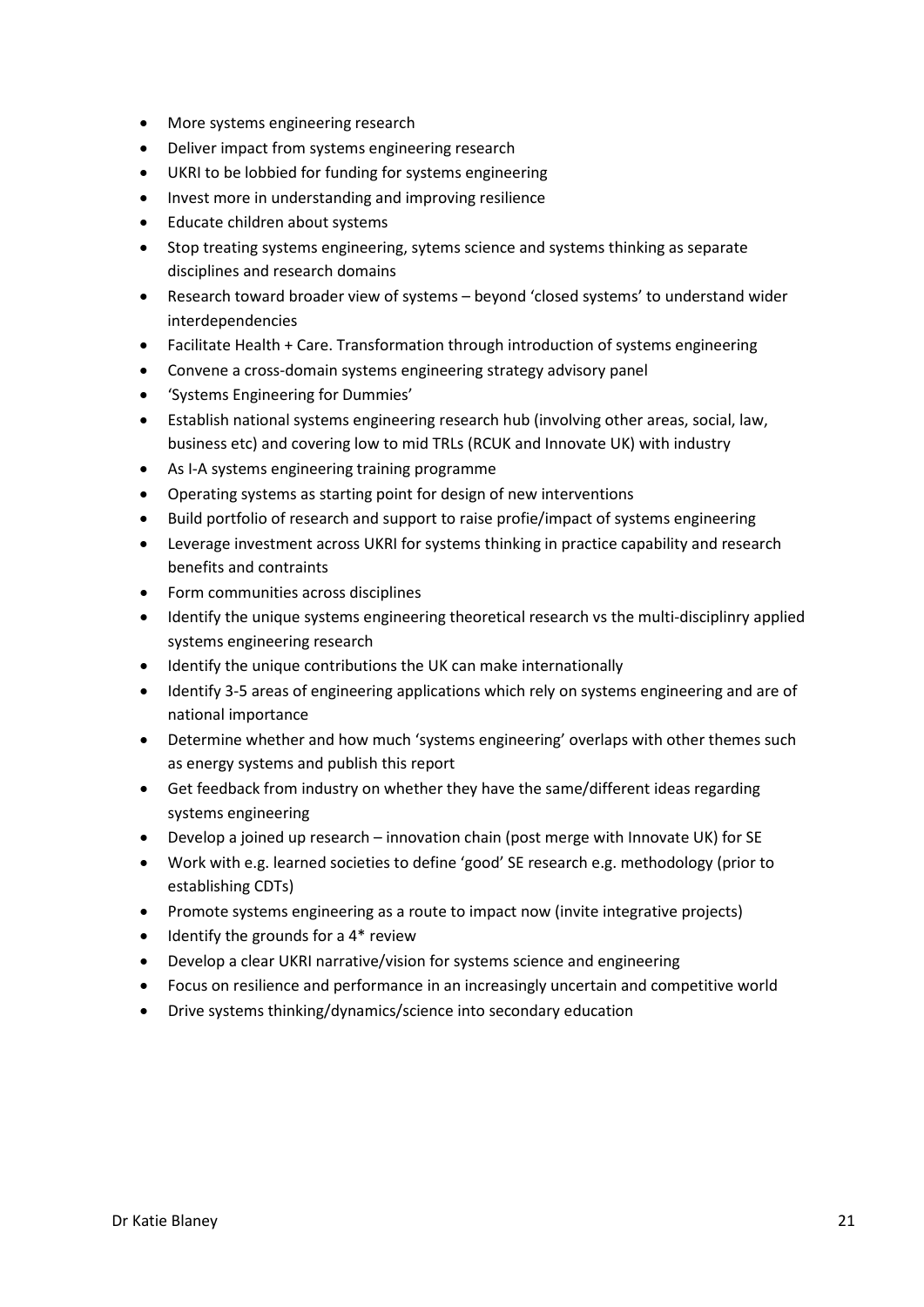- More systems engineering research
- Deliver impact from systems engineering research
- UKRI to be lobbied for funding for systems engineering
- Invest more in understanding and improving resilience
- Educate children about systems
- Stop treating systems engineering, sytems science and systems thinking as separate disciplines and research domains
- Research toward broader view of systems – beyond 'closed systems' to understand wider interdependencies
- Facilitate Health + Care. Transformation through introduction of systems engineering
- Convene a cross-domain systems engineering strategy advisory panel
- 'Systems Engineering for Dummies'
- Establish national systems engineering research hub (involving other areas, social, law, business etc) and covering low to mid TRLs (RCUK and Innovate UK) with industry
- As I-A systems engineering training programme
- Operating systems as starting point for design of new interventions
- Build portfolio of research and support to raise profie/impact of systems engineering
- Leverage investment across UKRI for systems thinking in practice capability and research benefits and contraints
- Form communities across disciplines
- Identify the unique systems engineering theoretical research vs the multi-disciplinry applied systems engineering research
- Identify the unique contributions the UK can make internationally
- Identify 3-5 areas of engineering applications which rely on systems engineering and are of national importance
- Determine whether and how much 'systems engineering' overlaps with other themes such as energy systems and publish this report
- Get feedback from industry on whether they have the same/different ideas regarding systems engineering
- Develop a joined up research – innovation chain (post merge with Innovate UK) for SE
- Work with e.g. learned societies to define 'good' SE research e.g. methodology (prior to establishing CDTs)
- Promote systems engineering as a route to impact now (invite integrative projects)
- Identify the grounds for a 4* review
- Develop a clear UKRI narrative/vision for systems science and engineering
- Focus on resilience and performance in an increasingly uncertain and competitive world
- Drive systems thinking/dynamics/science into secondary education